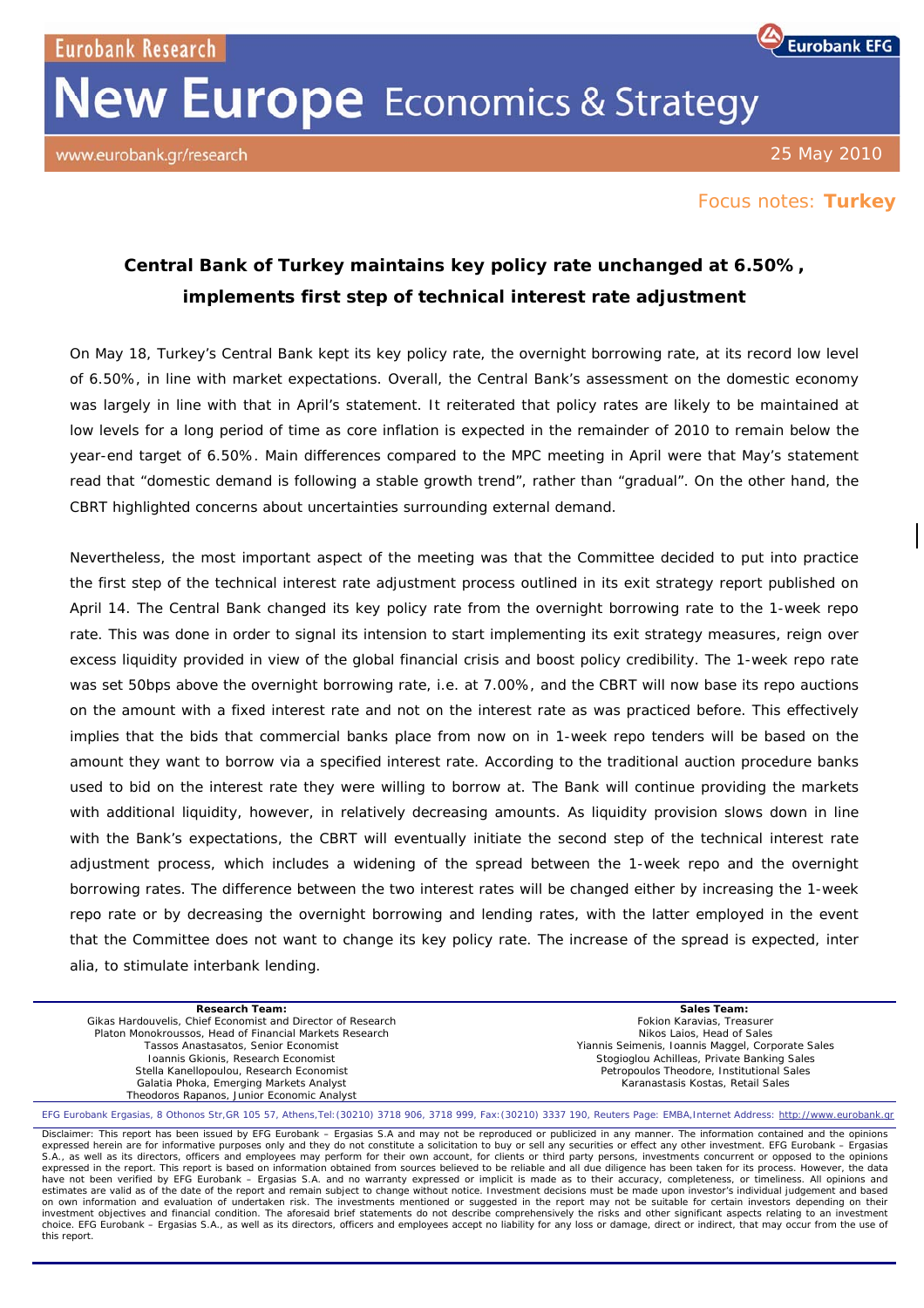Eurobank Research

# New Europe Economics & Strategy

www.eurobank.gr/research

25 May 2010

Focus notes: **Turkey**

## Central Bank of Turkey maintains key policy rate unchanged at 6.50%, implements first step of technical interest rate adjustment

On May 18, Turkey's Central Bank kept its key policy rate, the overnight borrowing rate, at its record low level of 6.50%, in line with market expectations. Overall, the Central Bank's assessment on the domestic economy was largely in line with that in April's statement. It reiterated that policy rates are likely to be maintained at low levels for a long period of time as core inflation is expected in the remainder of 2010 to remain below the year-end target of 6.50%. Main differences compared to the MPC meeting in April were that May's statement read that "domestic demand is following a stable growth trend", rather than "gradual". On the other hand, the CBRT highlighted concerns about uncertainties surrounding external demand.

Nevertheless, the most important aspect of the meeting was that the Committee decided to put into practice the first step of the technical interest rate adjustment process outlined in its exit strategy report published on April 14. The Central Bank changed its key policy rate from the overnight borrowing rate to the 1-week repo rate. This was done in order to signal its intension to start implementing its exit strategy measures, reign over excess liquidity provided in view of the global financial crisis and boost policy credibility. The 1-week repo rate was set 50bps above the overnight borrowing rate, i.e. at 7.00%, and the CBRT will now base its repo auctions on the amount with a fixed interest rate and not on the interest rate as was practiced before. This effectively implies that the bids that commercial banks place from now on in 1-week repo tenders will be based on the amount they want to borrow via a specified interest rate. According to the traditional auction procedure banks used to bid on the interest rate they were willing to borrow at. The Bank will continue providing the markets with additional liquidity, however, in relatively decreasing amounts. As liquidity provision slows down in line with the Bank's expectations, the CBRT will eventually initiate the second step of the technical interest rate adjustment process, which includes a widening of the spread between the 1-week repo and the overnight borrowing rates. The difference between the two interest rates will be changed either by increasing the 1-week repo rate or by decreasing the overnight borrowing and lending rates, with the latter employed in the event that the Committee does not want to change its key policy rate. The increase of the spread is expected, inter alia, to stimulate interbank lending.

**Research Team:**
Gikas Hardouvelis, Chief Economist and Director of Research
Platon Monokroussos, Head of Financial Markets Research
Tassos Anastasatos, Senior Economist
Ioannis Gkionis, Research Economist
Stella Kanellopoulou, Research Economist
Galatia Phoka, Emerging Markets Analyst
Theodoros Rapanos, Junior Economic Analyst

**Sales Team:**
Fokion Karavias, Treasurer
Nikos Laios, Head of Sales
Yiannis Seimenis, Ioannis Maggel, Corporate Sales
Stogioglou Achilleas, Private Banking Sales
Petropoulos Theodore, Institutional Sales
Karanastasis Kostas, Retail Sales

EFG Eurobank Ergasias, 8 Othonos Str,GR 105 57, Athens,Tel:(30210) 3718 906, 3718 999, Fax:(30210) 3337 190, Reuters Page: EMBA,Internet Address: http://www.eurobank.gr

Disclaimer: This report has been issued by EFG Eurobank – Ergasias S.A and may not be reproduced or publicized in any manner. The information contained and the opinions expressed herein are for informative purposes only and they do not constitute a solicitation to buy or sell any securities or effect any other investment. EFG Eurobank – Ergasias S.A., as well as its directors, officers and employees may perform for their own account, for clients or third party persons, investments concurrent or opposed to the opinions expressed in the report. This report is based on information obtained from sources believed to be reliable and all due diligence has been taken for its process. However, the data have not been verified by EFG Eurobank – Ergasias S.A. and no warranty expressed or implicit is made as to their accuracy, completeness, or timeliness. All opinions and estimates are valid as of the date of the report and remain subject to change without notice. Investment decisions must be made upon investor's individual judgement and based on own information and evaluation of undertaken risk. The investments mentioned or suggested in the report may not be suitable for certain investors depending on their investment objectives and financial condition. The aforesaid brief statements do not describe comprehensively the risks and other significant aspects relating to an investment choice. EFG Eurobank – Ergasias S.A., as well as its directors, officers and employees accept no liability for any loss or damage, direct or indirect, that may occur from the use of this report.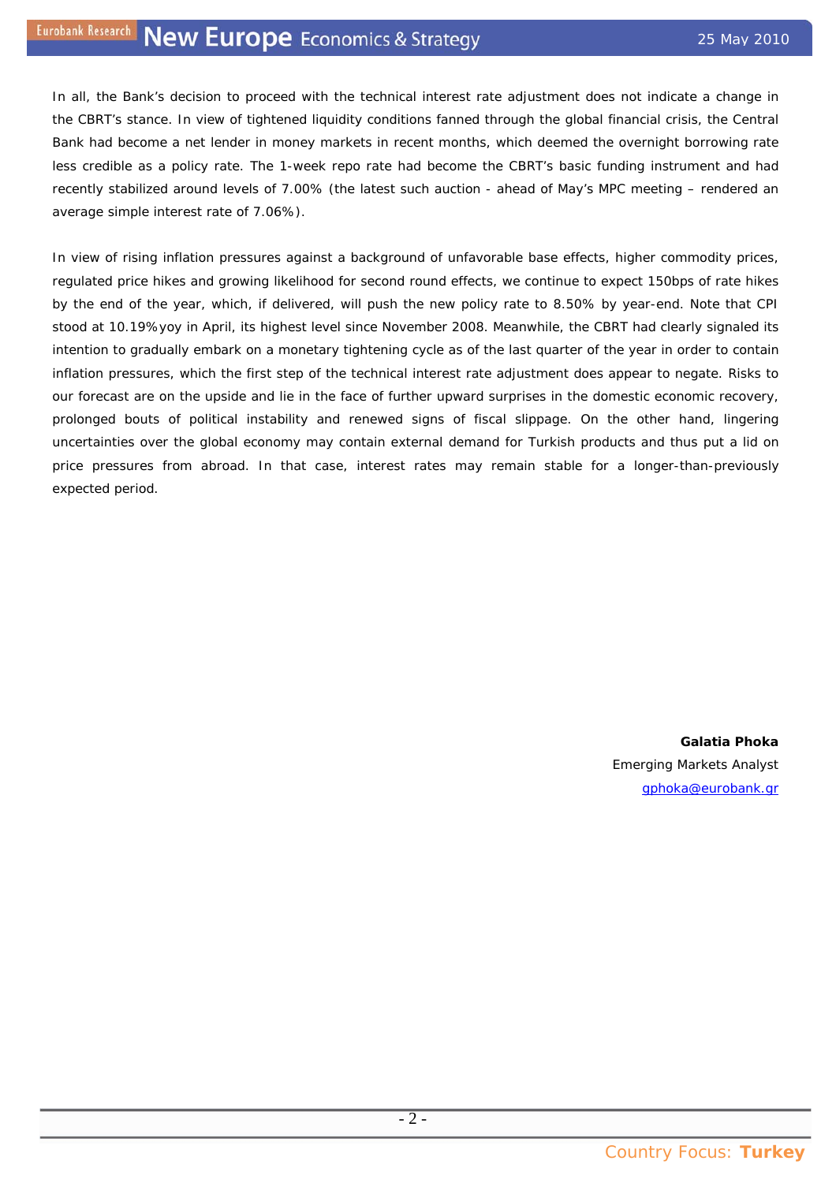In all, the Bank's decision to proceed with the technical interest rate adjustment does not indicate a change in the CBRT's stance. In view of tightened liquidity conditions fanned through the global financial crisis, the Central Bank had become a net lender in money markets in recent months, which deemed the overnight borrowing rate less credible as a policy rate. The 1-week repo rate had become the CBRT's basic funding instrument and had recently stabilized around levels of 7.00% (the latest such auction - ahead of May's MPC meeting – rendered an average simple interest rate of 7.06%).

In view of rising inflation pressures against a background of unfavorable base effects, higher commodity prices, regulated price hikes and growing likelihood for second round effects, we continue to expect 150bps of rate hikes by the end of the year, which, if delivered, will push the new policy rate to 8.50% by year-end. Note that CPI stood at 10.19%yoy in April, its highest level since November 2008. Meanwhile, the CBRT had clearly signaled its intention to gradually embark on a monetary tightening cycle as of the last quarter of the year in order to contain inflation pressures, which the first step of the technical interest rate adjustment does appear to negate. Risks to our forecast are on the upside and lie in the face of further upward surprises in the domestic economic recovery, prolonged bouts of political instability and renewed signs of fiscal slippage. On the other hand, lingering uncertainties over the global economy may contain external demand for Turkish products and thus put a lid on price pressures from abroad. In that case, interest rates may remain stable for a longer-than-previously expected period.

**Galatia Phoka**
Emerging Markets Analyst
gphoka@eurobank.gr